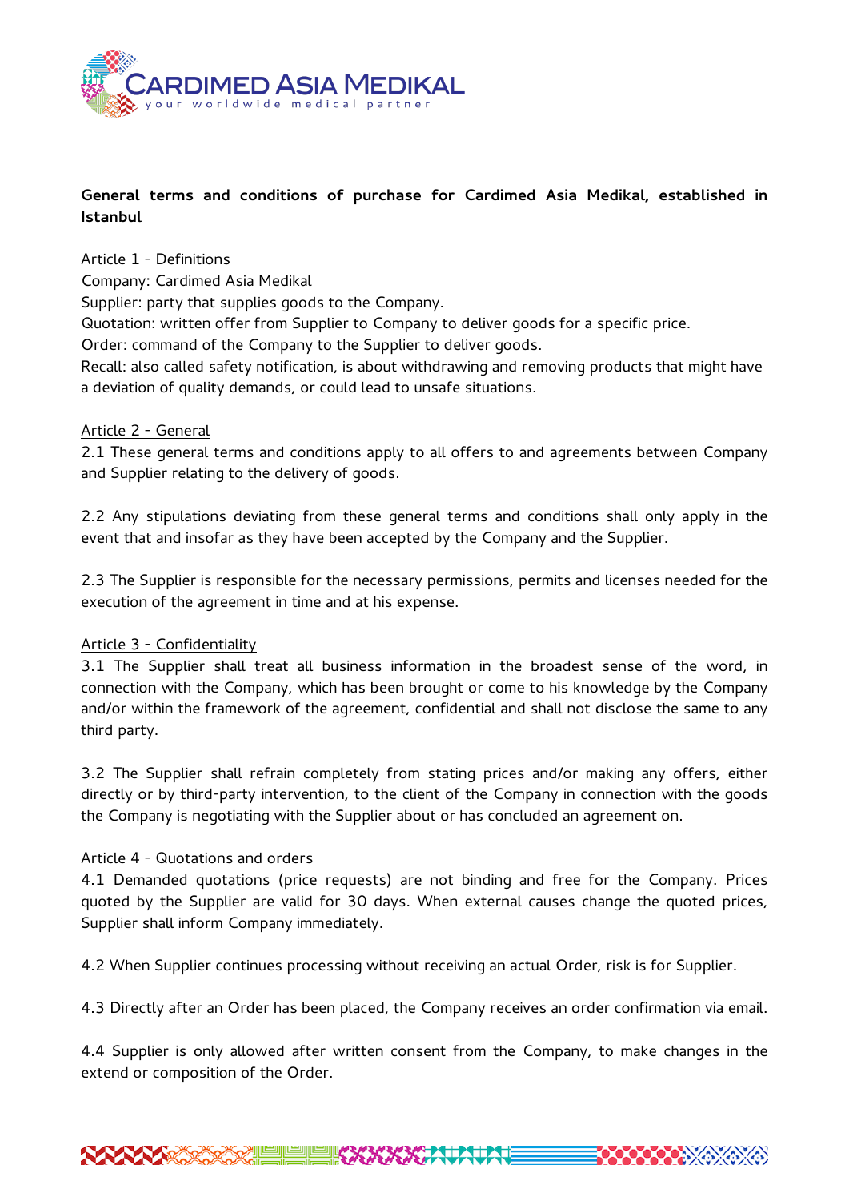**General terms and conditions of purchase for Cardimed Asia Medikal, established in Istanbul**

Article 1 - Definitions

Company: Cardimed Asia Medikal
Supplier: party that supplies goods to the Company.
Quotation: written offer from Supplier to Company to deliver goods for a specific price.
Order: command of the Company to the Supplier to deliver goods.
Recall: also called safety notification, is about withdrawing and removing products that might have a deviation of quality demands, or could lead to unsafe situations.

Article 2 - General

2.1 These general terms and conditions apply to all offers to and agreements between Company and Supplier relating to the delivery of goods.

2.2 Any stipulations deviating from these general terms and conditions shall only apply in the event that and insofar as they have been accepted by the Company and the Supplier.

2.3 The Supplier is responsible for the necessary permissions, permits and licenses needed for the execution of the agreement in time and at his expense.

Article 3 - Confidentiality

3.1 The Supplier shall treat all business information in the broadest sense of the word, in connection with the Company, which has been brought or come to his knowledge by the Company and/or within the framework of the agreement, confidential and shall not disclose the same to any third party.

3.2 The Supplier shall refrain completely from stating prices and/or making any offers, either directly or by third-party intervention, to the client of the Company in connection with the goods the Company is negotiating with the Supplier about or has concluded an agreement on.

Article 4 - Quotations and orders

4.1 Demanded quotations (price requests) are not binding and free for the Company. Prices quoted by the Supplier are valid for 30 days. When external causes change the quoted prices, Supplier shall inform Company immediately.

4.2 When Supplier continues processing without receiving an actual Order, risk is for Supplier.

4.3 Directly after an Order has been placed, the Company receives an order confirmation via email.

4.4 Supplier is only allowed after written consent from the Company, to make changes in the extend or composition of the Order.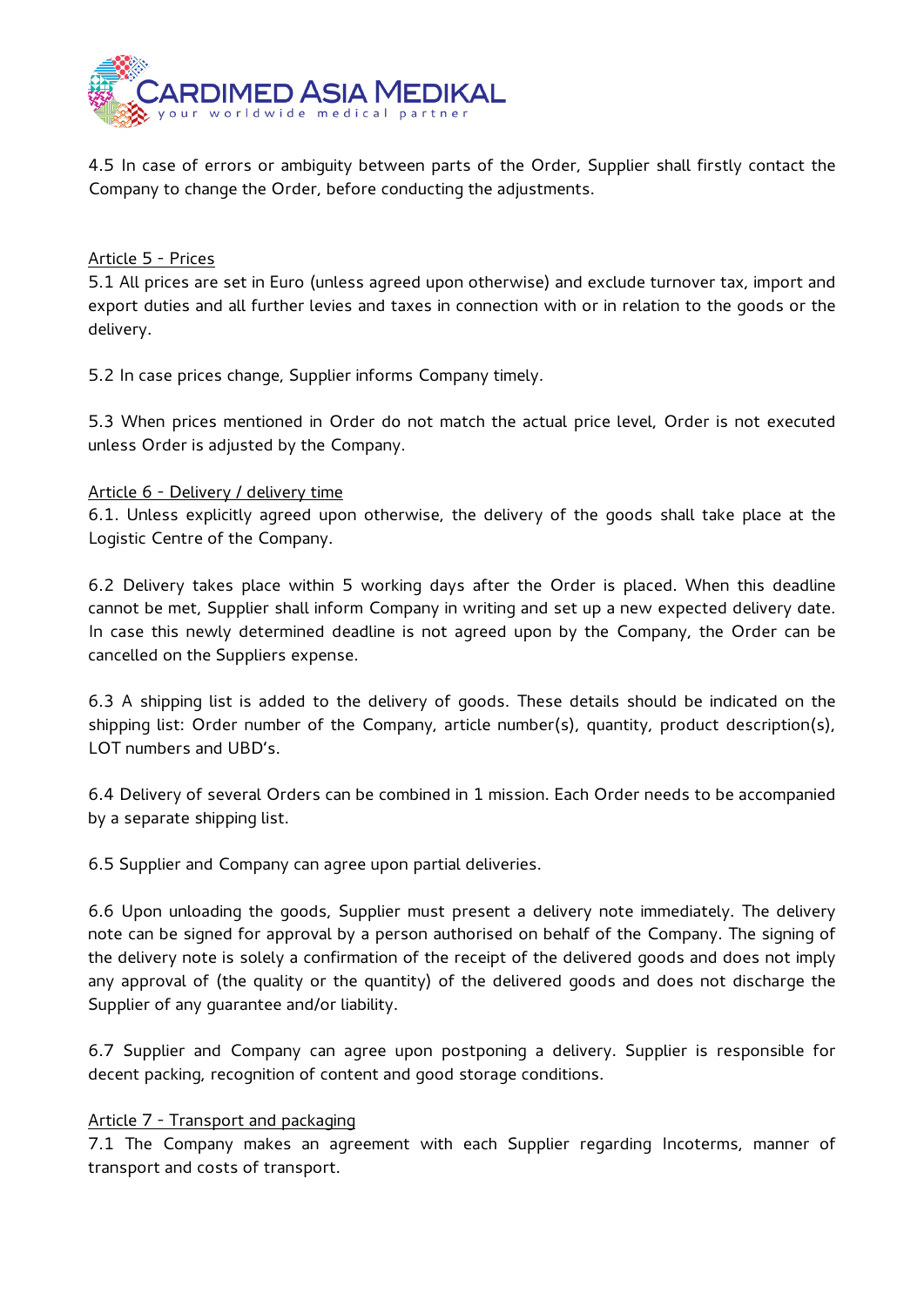4.5 In case of errors or ambiguity between parts of the Order, Supplier shall firstly contact the Company to change the Order, before conducting the adjustments.

## Article 5 - Prices

5.1 All prices are set in Euro (unless agreed upon otherwise) and exclude turnover tax, import and export duties and all further levies and taxes in connection with or in relation to the goods or the delivery.

5.2 In case prices change, Supplier informs Company timely.

5.3 When prices mentioned in Order do not match the actual price level, Order is not executed unless Order is adjusted by the Company.

## Article 6 - Delivery / delivery time

6.1. Unless explicitly agreed upon otherwise, the delivery of the goods shall take place at the Logistic Centre of the Company.

6.2 Delivery takes place within 5 working days after the Order is placed. When this deadline cannot be met, Supplier shall inform Company in writing and set up a new expected delivery date. In case this newly determined deadline is not agreed upon by the Company, the Order can be cancelled on the Suppliers expense.

6.3 A shipping list is added to the delivery of goods. These details should be indicated on the shipping list: Order number of the Company, article number(s), quantity, product description(s), LOT numbers and UBD's.

6.4 Delivery of several Orders can be combined in 1 mission. Each Order needs to be accompanied by a separate shipping list.

6.5 Supplier and Company can agree upon partial deliveries.

6.6 Upon unloading the goods, Supplier must present a delivery note immediately. The delivery note can be signed for approval by a person authorised on behalf of the Company. The signing of the delivery note is solely a confirmation of the receipt of the delivered goods and does not imply any approval of (the quality or the quantity) of the delivered goods and does not discharge the Supplier of any guarantee and/or liability.

6.7 Supplier and Company can agree upon postponing a delivery. Supplier is responsible for decent packing, recognition of content and good storage conditions.

## Article 7 - Transport and packaging

7.1 The Company makes an agreement with each Supplier regarding Incoterms, manner of transport and costs of transport.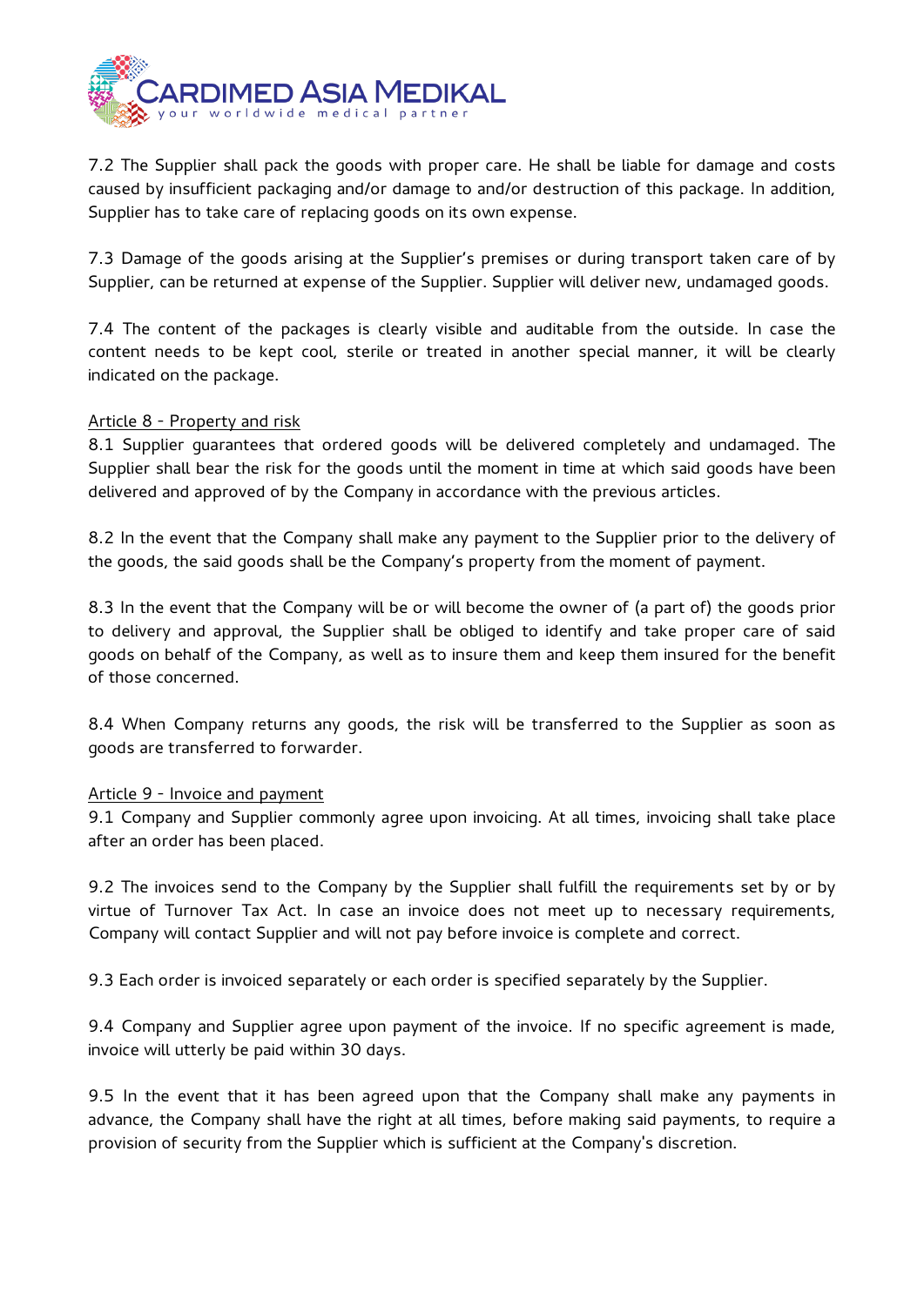7.2 The Supplier shall pack the goods with proper care. He shall be liable for damage and costs caused by insufficient packaging and/or damage to and/or destruction of this package. In addition, Supplier has to take care of replacing goods on its own expense.

7.3 Damage of the goods arising at the Supplier's premises or during transport taken care of by Supplier, can be returned at expense of the Supplier. Supplier will deliver new, undamaged goods.

7.4 The content of the packages is clearly visible and auditable from the outside. In case the content needs to be kept cool, sterile or treated in another special manner, it will be clearly indicated on the package.

Article 8 - Property and risk

8.1 Supplier guarantees that ordered goods will be delivered completely and undamaged. The Supplier shall bear the risk for the goods until the moment in time at which said goods have been delivered and approved of by the Company in accordance with the previous articles.

8.2 In the event that the Company shall make any payment to the Supplier prior to the delivery of the goods, the said goods shall be the Company's property from the moment of payment.

8.3 In the event that the Company will be or will become the owner of (a part of) the goods prior to delivery and approval, the Supplier shall be obliged to identify and take proper care of said goods on behalf of the Company, as well as to insure them and keep them insured for the benefit of those concerned.

8.4 When Company returns any goods, the risk will be transferred to the Supplier as soon as goods are transferred to forwarder.

Article 9 - Invoice and payment

9.1 Company and Supplier commonly agree upon invoicing. At all times, invoicing shall take place after an order has been placed.

9.2 The invoices send to the Company by the Supplier shall fulfill the requirements set by or by virtue of Turnover Tax Act. In case an invoice does not meet up to necessary requirements, Company will contact Supplier and will not pay before invoice is complete and correct.

9.3 Each order is invoiced separately or each order is specified separately by the Supplier.

9.4 Company and Supplier agree upon payment of the invoice. If no specific agreement is made, invoice will utterly be paid within 30 days.

9.5 In the event that it has been agreed upon that the Company shall make any payments in advance, the Company shall have the right at all times, before making said payments, to require a provision of security from the Supplier which is sufficient at the Company's discretion.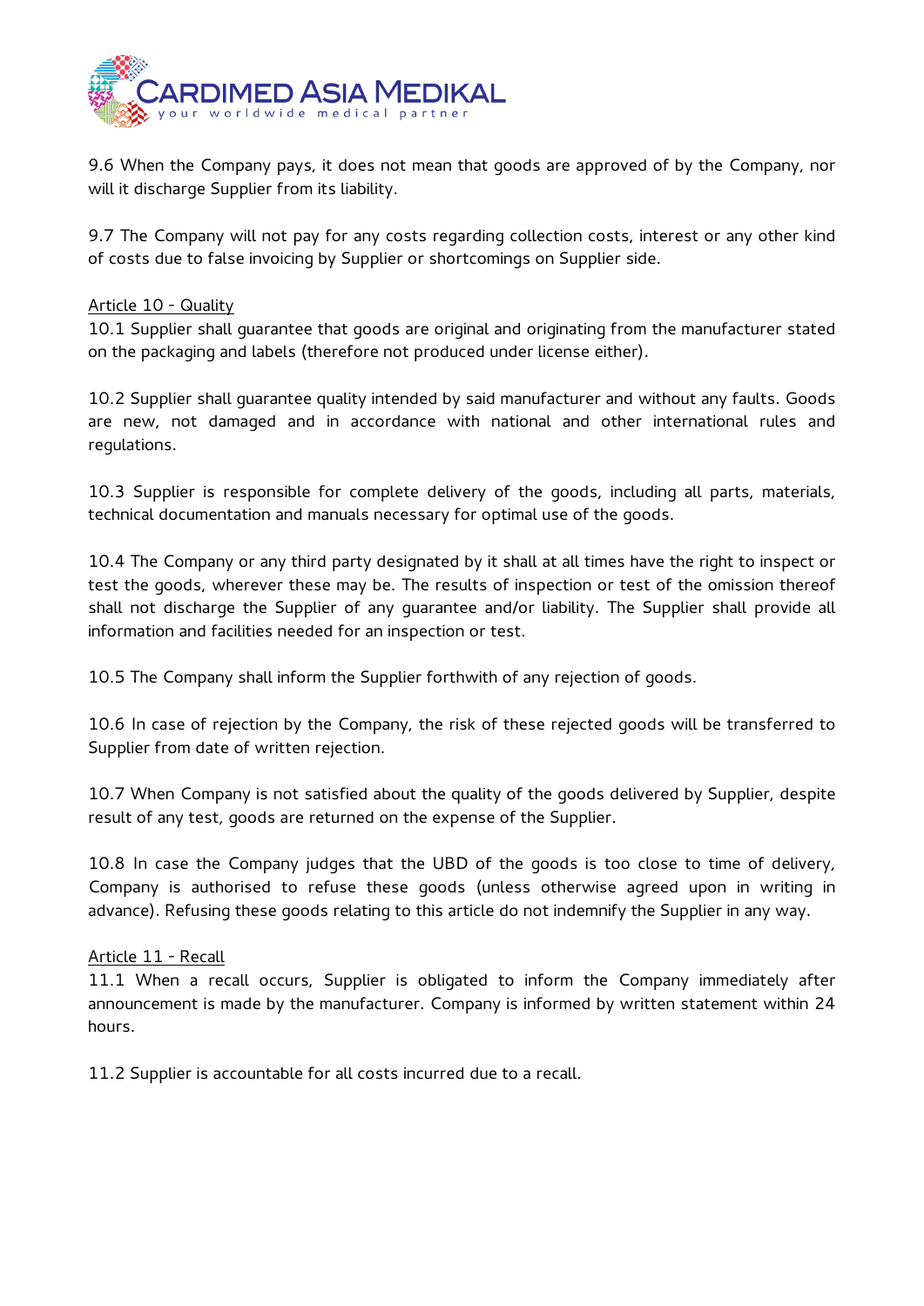9.6 When the Company pays, it does not mean that goods are approved of by the Company, nor will it discharge Supplier from its liability.

9.7 The Company will not pay for any costs regarding collection costs, interest or any other kind of costs due to false invoicing by Supplier or shortcomings on Supplier side.

<u>Article 10 - Quality</u>

10.1 Supplier shall guarantee that goods are original and originating from the manufacturer stated on the packaging and labels (therefore not produced under license either).

10.2 Supplier shall guarantee quality intended by said manufacturer and without any faults. Goods are new, not damaged and in accordance with national and other international rules and regulations.

10.3 Supplier is responsible for complete delivery of the goods, including all parts, materials, technical documentation and manuals necessary for optimal use of the goods.

10.4 The Company or any third party designated by it shall at all times have the right to inspect or test the goods, wherever these may be. The results of inspection or test of the omission thereof shall not discharge the Supplier of any guarantee and/or liability. The Supplier shall provide all information and facilities needed for an inspection or test.

10.5 The Company shall inform the Supplier forthwith of any rejection of goods.

10.6 In case of rejection by the Company, the risk of these rejected goods will be transferred to Supplier from date of written rejection.

10.7 When Company is not satisfied about the quality of the goods delivered by Supplier, despite result of any test, goods are returned on the expense of the Supplier.

10.8 In case the Company judges that the UBD of the goods is too close to time of delivery, Company is authorised to refuse these goods (unless otherwise agreed upon in writing in advance). Refusing these goods relating to this article do not indemnify the Supplier in any way.

<u>Article 11 - Recall</u>

11.1 When a recall occurs, Supplier is obligated to inform the Company immediately after announcement is made by the manufacturer. Company is informed by written statement within 24 hours.

11.2 Supplier is accountable for all costs incurred due to a recall.